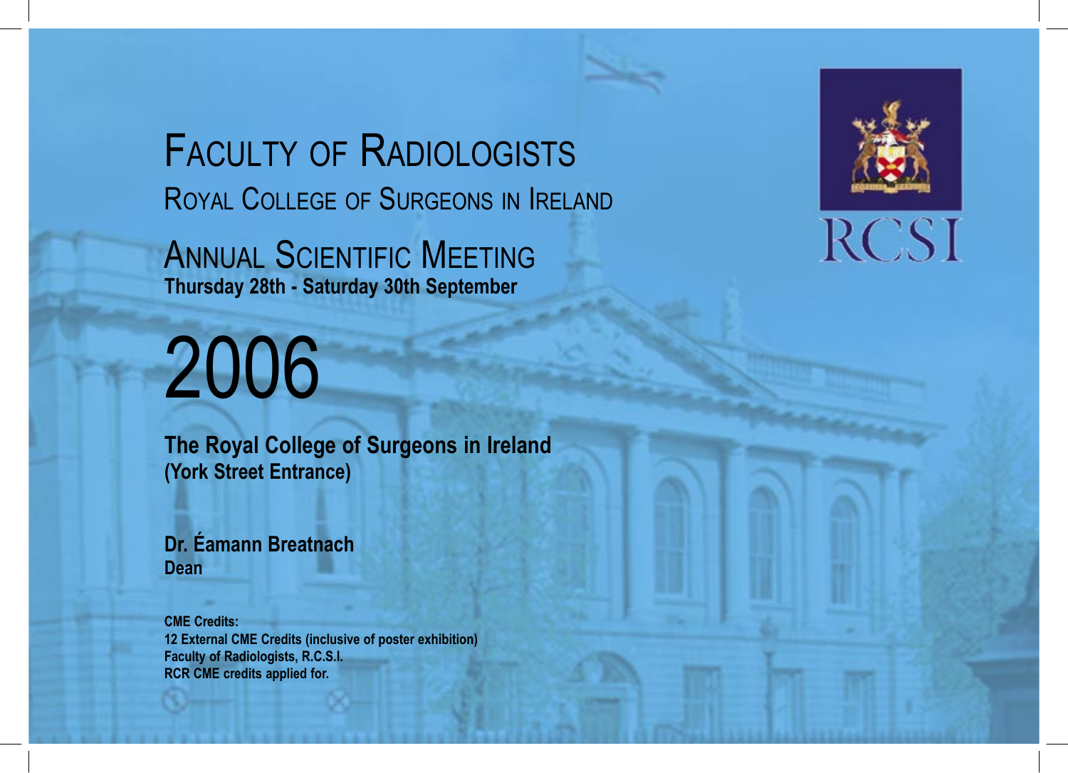# Faculty of Radiologists

## Royal College of Surgeons in Ireland

## Annual Scientific Meeting

**Thursday 28th - Saturday 30th September**

# 2006

RCSI

**The Royal College of Surgeons in Ireland**
**(York Street Entrance)**

**Dr. Éamann Breatnach**
**Dean**

**CME Credits:**
**12 External CME Credits (inclusive of poster exhibition)**
**Faculty of Radiologists, R.C.S.I.**
**RCR CME credits applied for.**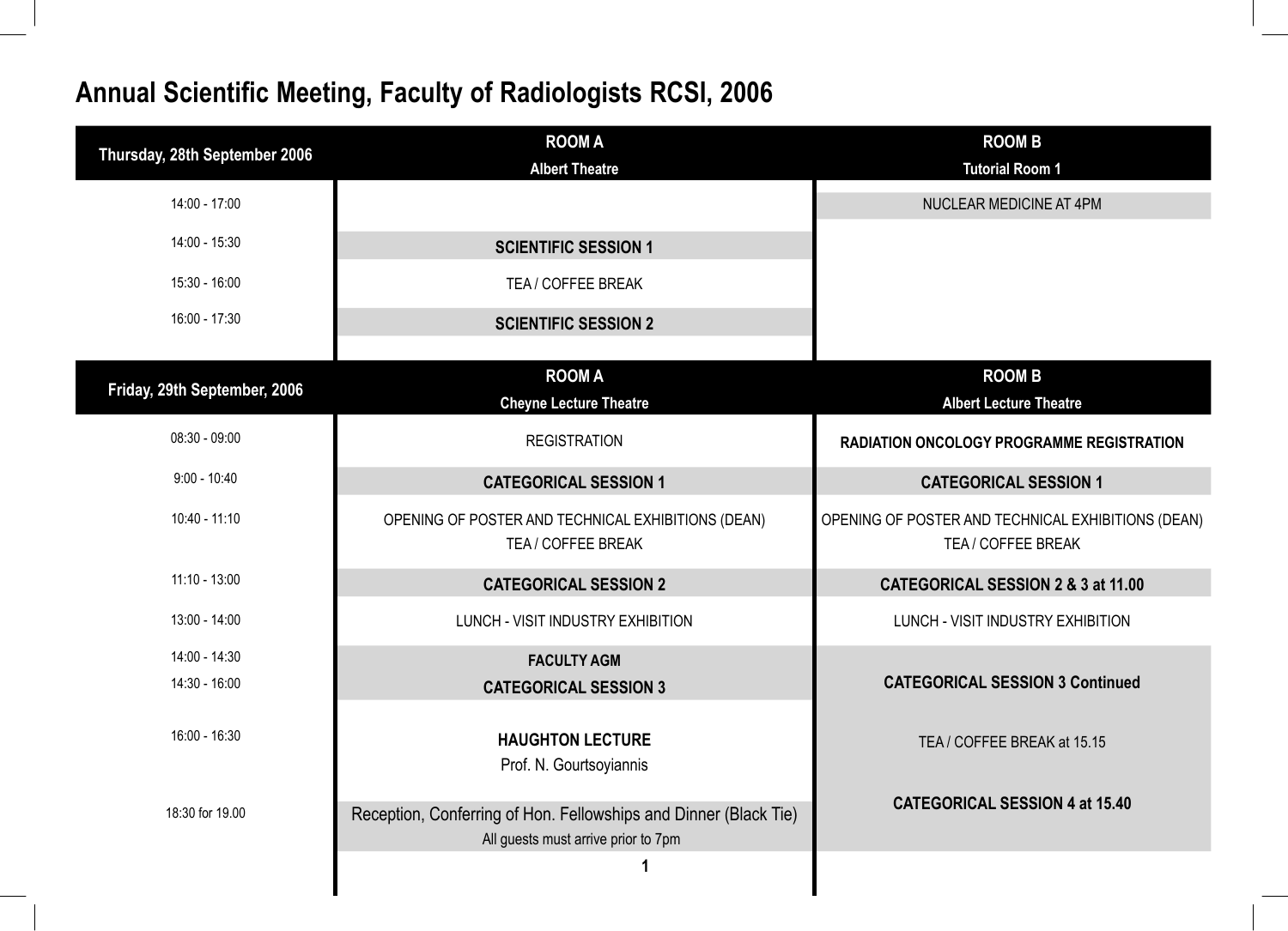# Annual Scientific Meeting, Faculty of Radiologists RCSI, 2006

| Thursday, 28th September 2006 | ROOM A<br>Albert Theatre | ROOM B<br>Tutorial Room 1 |
|---|---|---|
| 14:00 - 17:00 | | NUCLEAR MEDICINE AT 4PM |
| 14:00 - 15:30 | **SCIENTIFIC SESSION 1** | |
| 15:30 - 16:00 | TEA / COFFEE BREAK | |
| 16:00 - 17:30 | **SCIENTIFIC SESSION 2** | |

| Friday, 29th September, 2006 | ROOM A<br>Cheyne Lecture Theatre | ROOM B<br>Albert Lecture Theatre |
|---|---|---|
| 08:30 - 09:00 | REGISTRATION | **RADIATION ONCOLOGY PROGRAMME REGISTRATION** |
| 9:00 - 10:40 | **CATEGORICAL SESSION 1** | **CATEGORICAL SESSION 1** |
| 10:40 - 11:10 | OPENING OF POSTER AND TECHNICAL EXHIBITIONS (DEAN)<br>TEA / COFFEE BREAK | OPENING OF POSTER AND TECHNICAL EXHIBITIONS (DEAN)<br>TEA / COFFEE BREAK |
| 11:10 - 13:00 | **CATEGORICAL SESSION 2** | **CATEGORICAL SESSION 2 & 3 at 11.00** |
| 13:00 - 14:00 | LUNCH - VISIT INDUSTRY EXHIBITION | LUNCH - VISIT INDUSTRY EXHIBITION |
| 14:00 - 14:30 | **FACULTY AGM** | **CATEGORICAL SESSION 3 Continued** |
| 14:30 - 16:00 | **CATEGORICAL SESSION 3** | |
| 16:00 - 16:30 | **HAUGHTON LECTURE**<br>Prof. N. Gourtsoyiannis | TEA / COFFEE BREAK at 15.15 |
| 18:30 for 19.00 | Reception, Conferring of Hon. Fellowships and Dinner (Black Tie)<br>All guests must arrive prior to 7pm | **CATEGORICAL SESSION 4 at 15.40** |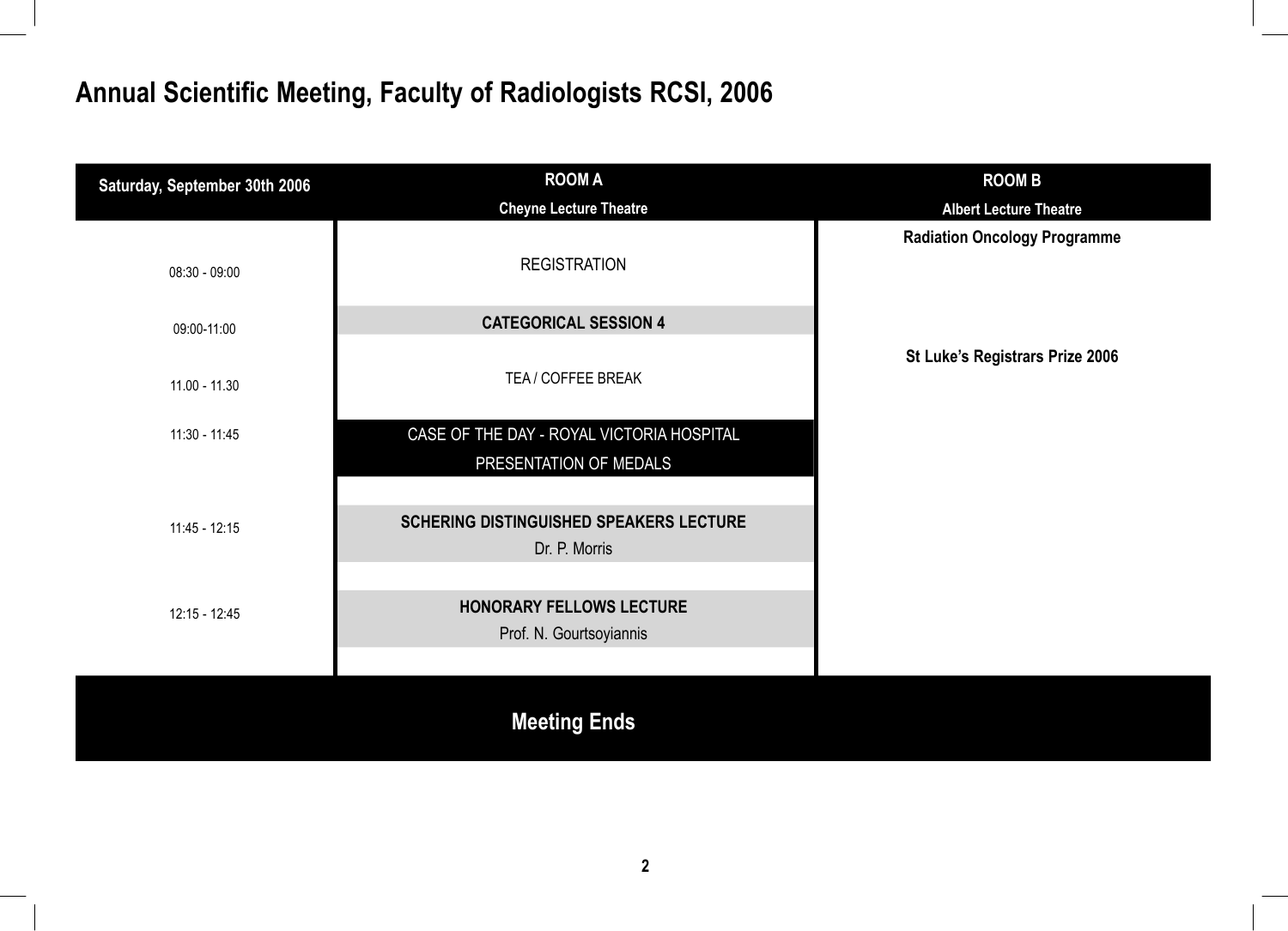# Annual Scientific Meeting, Faculty of Radiologists RCSI, 2006

| Saturday, September 30th 2006 | ROOM A<br>Cheyne Lecture Theatre | ROOM B<br>Albert Lecture Theatre |
|---|---|---|
| | | **Radiation Oncology Programme** |
| 08:30 - 09:00 | REGISTRATION | |
| 09:00-11:00 | **CATEGORICAL SESSION 4** | |
| | | **St Luke's Registrars Prize 2006** |
| 11.00 - 11.30 | TEA / COFFEE BREAK | |
| 11:30 - 11:45 | CASE OF THE DAY - ROYAL VICTORIA HOSPITAL<br>PRESENTATION OF MEDALS | |
| 11:45 - 12:15 | **SCHERING DISTINGUISHED SPEAKERS LECTURE**<br>Dr. P. Morris | |
| 12:15 - 12:45 | **HONORARY FELLOWS LECTURE**<br>Prof. N. Gourtsoyiannis | |

**Meeting Ends**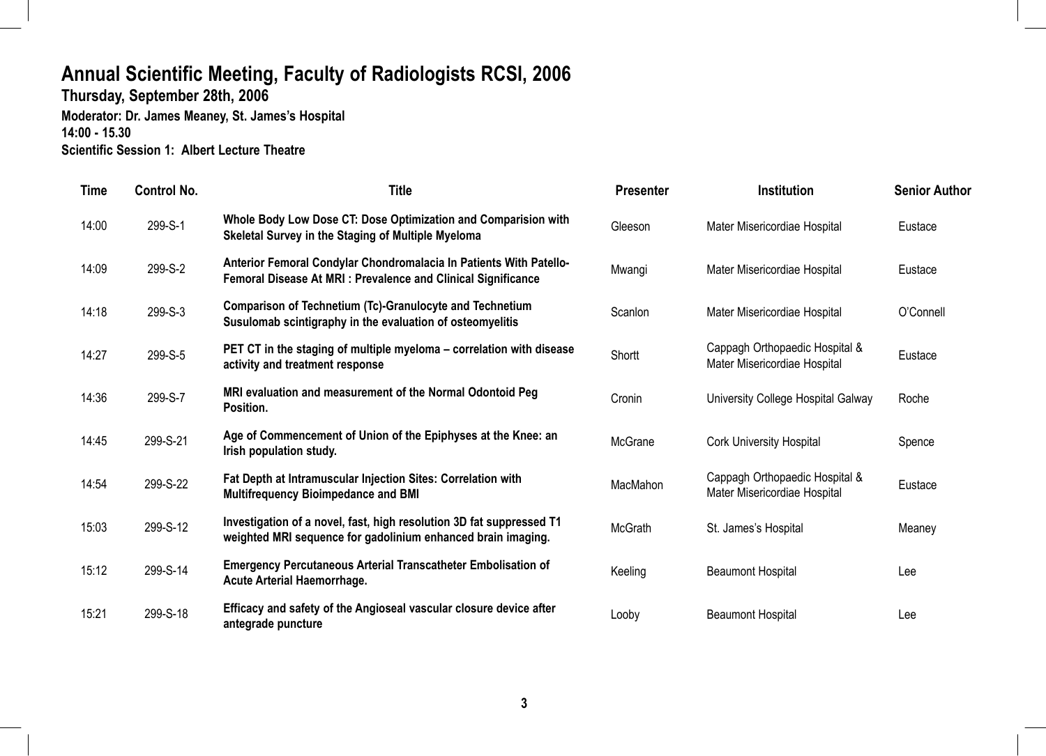# Annual Scientific Meeting, Faculty of Radiologists RCSI, 2006

**Thursday, September 28th, 2006**

**Moderator: Dr. James Meaney, St. James's Hospital**

**14:00 - 15.30**

**Scientific Session 1: Albert Lecture Theatre**

| Time | Control No. | Title | Presenter | Institution | Senior Author |
|---|---|---|---|---|---|
| 14:00 | 299-S-1 | **Whole Body Low Dose CT: Dose Optimization and Comparision with Skeletal Survey in the Staging of Multiple Myeloma** | Gleeson | Mater Misericordiae Hospital | Eustace |
| 14:09 | 299-S-2 | **Anterior Femoral Condylar Chondromalacia In Patients With Patello-Femoral Disease At MRI : Prevalence and Clinical Significance** | Mwangi | Mater Misericordiae Hospital | Eustace |
| 14:18 | 299-S-3 | **Comparison of Technetium (Tc)-Granulocyte and Technetium Susulomab scintigraphy in the evaluation of osteomyelitis** | Scanlon | Mater Misericordiae Hospital | O'Connell |
| 14:27 | 299-S-5 | **PET CT in the staging of multiple myeloma – correlation with disease activity and treatment response** | Shortt | Cappagh Orthopaedic Hospital & Mater Misericordiae Hospital | Eustace |
| 14:36 | 299-S-7 | **MRI evaluation and measurement of the Normal Odontoid Peg Position.** | Cronin | University College Hospital Galway | Roche |
| 14:45 | 299-S-21 | **Age of Commencement of Union of the Epiphyses at the Knee: an Irish population study.** | McGrane | Cork University Hospital | Spence |
| 14:54 | 299-S-22 | **Fat Depth at Intramuscular Injection Sites: Correlation with Multifrequency Bioimpedance and BMI** | MacMahon | Cappagh Orthopaedic Hospital & Mater Misericordiae Hospital | Eustace |
| 15:03 | 299-S-12 | **Investigation of a novel, fast, high resolution 3D fat suppressed T1 weighted MRI sequence for gadolinium enhanced brain imaging.** | McGrath | St. James's Hospital | Meaney |
| 15:12 | 299-S-14 | **Emergency Percutaneous Arterial Transcatheter Embolisation of Acute Arterial Haemorrhage.** | Keeling | Beaumont Hospital | Lee |
| 15:21 | 299-S-18 | **Efficacy and safety of the Angioseal vascular closure device after antegrade puncture** | Looby | Beaumont Hospital | Lee |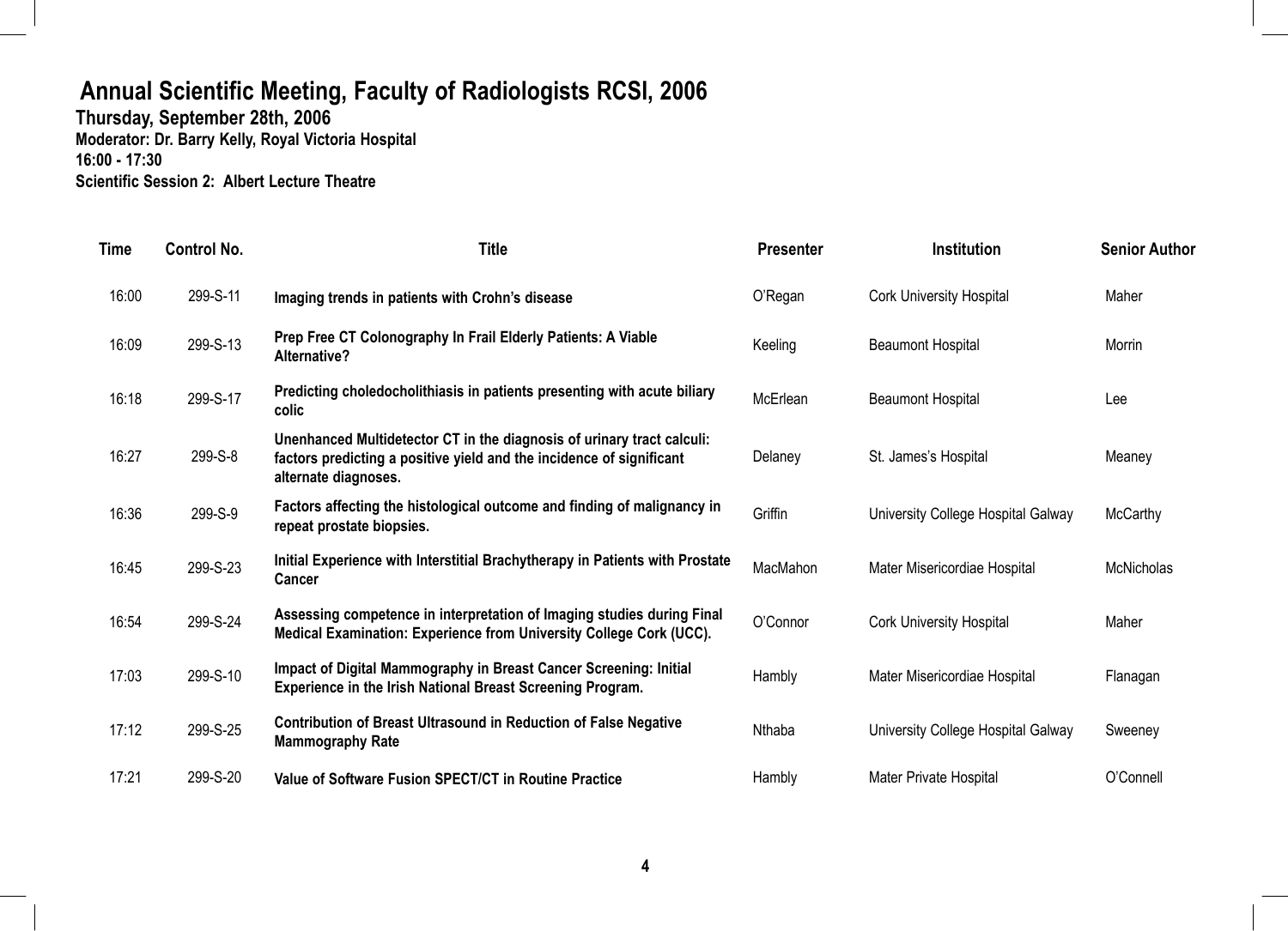# Annual Scientific Meeting, Faculty of Radiologists RCSI, 2006

**Thursday, September 28th, 2006**
**Moderator: Dr. Barry Kelly, Royal Victoria Hospital**
**16:00 - 17:30**
**Scientific Session 2: Albert Lecture Theatre**

| Time | Control No. | Title | Presenter | Institution | Senior Author |
|---|---|---|---|---|---|
| 16:00 | 299-S-11 | **Imaging trends in patients with Crohn's disease** | O'Regan | Cork University Hospital | Maher |
| 16:09 | 299-S-13 | **Prep Free CT Colonography In Frail Elderly Patients: A Viable Alternative?** | Keeling | Beaumont Hospital | Morrin |
| 16:18 | 299-S-17 | **Predicting choledocholithiasis in patients presenting with acute biliary colic** | McErlean | Beaumont Hospital | Lee |
| 16:27 | 299-S-8 | **Unenhanced Multidetector CT in the diagnosis of urinary tract calculi: factors predicting a positive yield and the incidence of significant alternate diagnoses.** | Delaney | St. James's Hospital | Meaney |
| 16:36 | 299-S-9 | **Factors affecting the histological outcome and finding of malignancy in repeat prostate biopsies.** | Griffin | University College Hospital Galway | McCarthy |
| 16:45 | 299-S-23 | **Initial Experience with Interstitial Brachytherapy in Patients with Prostate Cancer** | MacMahon | Mater Misericordiae Hospital | McNicholas |
| 16:54 | 299-S-24 | **Assessing competence in interpretation of Imaging studies during Final Medical Examination: Experience from University College Cork (UCC).** | O'Connor | Cork University Hospital | Maher |
| 17:03 | 299-S-10 | **Impact of Digital Mammography in Breast Cancer Screening: Initial Experience in the Irish National Breast Screening Program.** | Hambly | Mater Misericordiae Hospital | Flanagan |
| 17:12 | 299-S-25 | **Contribution of Breast Ultrasound in Reduction of False Negative Mammography Rate** | Nthaba | University College Hospital Galway | Sweeney |
| 17:21 | 299-S-20 | **Value of Software Fusion SPECT/CT in Routine Practice** | Hambly | Mater Private Hospital | O'Connell |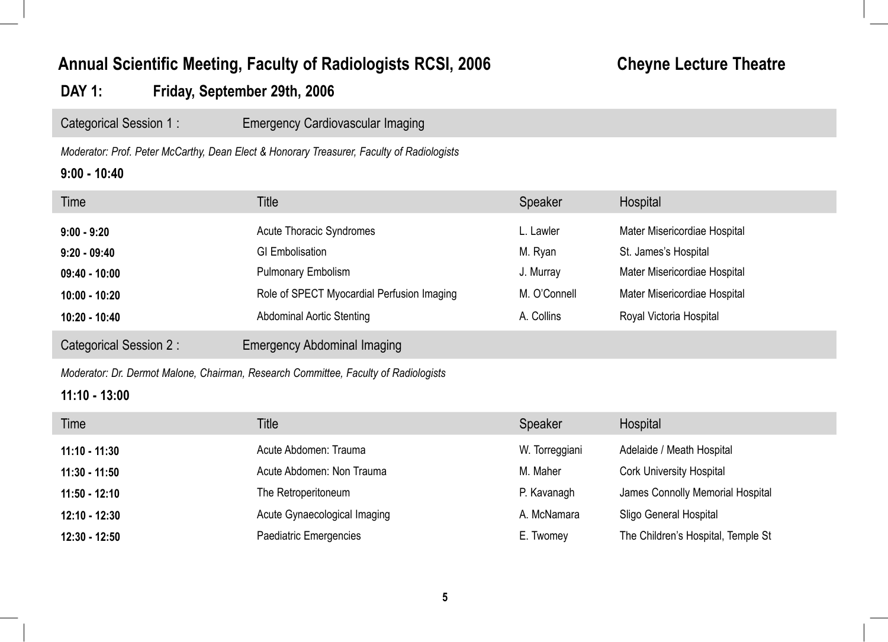## Annual Scientific Meeting, Faculty of Radiologists RCSI, 2006 — Cheyne Lecture Theatre

### DAY 1: Friday, September 29th, 2006

**Categorical Session 1 : Emergency Cardiovascular Imaging**

*Moderator: Prof. Peter McCarthy, Dean Elect & Honorary Treasurer, Faculty of Radiologists*

**9:00 - 10:40**

| Time | Title | Speaker | Hospital |
|---|---|---|---|
| **9:00 - 9:20** | Acute Thoracic Syndromes | L. Lawler | Mater Misericordiae Hospital |
| **9:20 - 09:40** | GI Embolisation | M. Ryan | St. James's Hospital |
| **09:40 - 10:00** | Pulmonary Embolism | J. Murray | Mater Misericordiae Hospital |
| **10:00 - 10:20** | Role of SPECT Myocardial Perfusion Imaging | M. O'Connell | Mater Misericordiae Hospital |
| **10:20 - 10:40** | Abdominal Aortic Stenting | A. Collins | Royal Victoria Hospital |

**Categorical Session 2 : Emergency Abdominal Imaging**

*Moderator: Dr. Dermot Malone, Chairman, Research Committee, Faculty of Radiologists*

**11:10 - 13:00**

| Time | Title | Speaker | Hospital |
|---|---|---|---|
| **11:10 - 11:30** | Acute Abdomen: Trauma | W. Torreggiani | Adelaide / Meath Hospital |
| **11:30 - 11:50** | Acute Abdomen: Non Trauma | M. Maher | Cork University Hospital |
| **11:50 - 12:10** | The Retroperitoneum | P. Kavanagh | James Connolly Memorial Hospital |
| **12:10 - 12:30** | Acute Gynaecological Imaging | A. McNamara | Sligo General Hospital |
| **12:30 - 12:50** | Paediatric Emergencies | E. Twomey | The Children's Hospital, Temple St |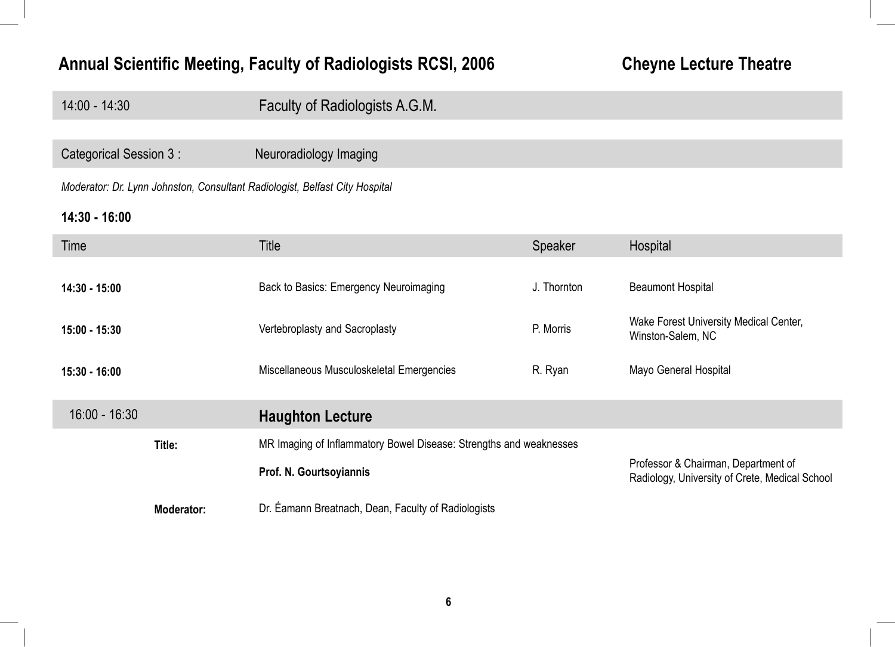## Annual Scientific Meeting, Faculty of Radiologists RCSI, 2006 — Cheyne Lecture Theatre

| 14:00 - 14:30 | Faculty of Radiologists A.G.M. |
|---|---|

| Categorical Session 3 : | Neuroradiology Imaging |
|---|---|

*Moderator: Dr. Lynn Johnston, Consultant Radiologist, Belfast City Hospital*

**14:30 - 16:00**

| Time | Title | Speaker | Hospital |
|---|---|---|---|
| **14:30 - 15:00** | Back to Basics: Emergency Neuroimaging | J. Thornton | Beaumont Hospital |
| **15:00 - 15:30** | Vertebroplasty and Sacroplasty | P. Morris | Wake Forest University Medical Center, Winston-Salem, NC |
| **15:30 - 16:00** | Miscellaneous Musculoskeletal Emergencies | R. Ryan | Mayo General Hospital |

| 16:00 - 16:30 | **Haughton Lecture** |
|---|---|

**Title:** MR Imaging of Inflammatory Bowel Disease: Strengths and weaknesses

**Prof. N. Gourtsoyiannis** — Professor & Chairman, Department of Radiology, University of Crete, Medical School

**Moderator:** Dr. Éamann Breatnach, Dean, Faculty of Radiologists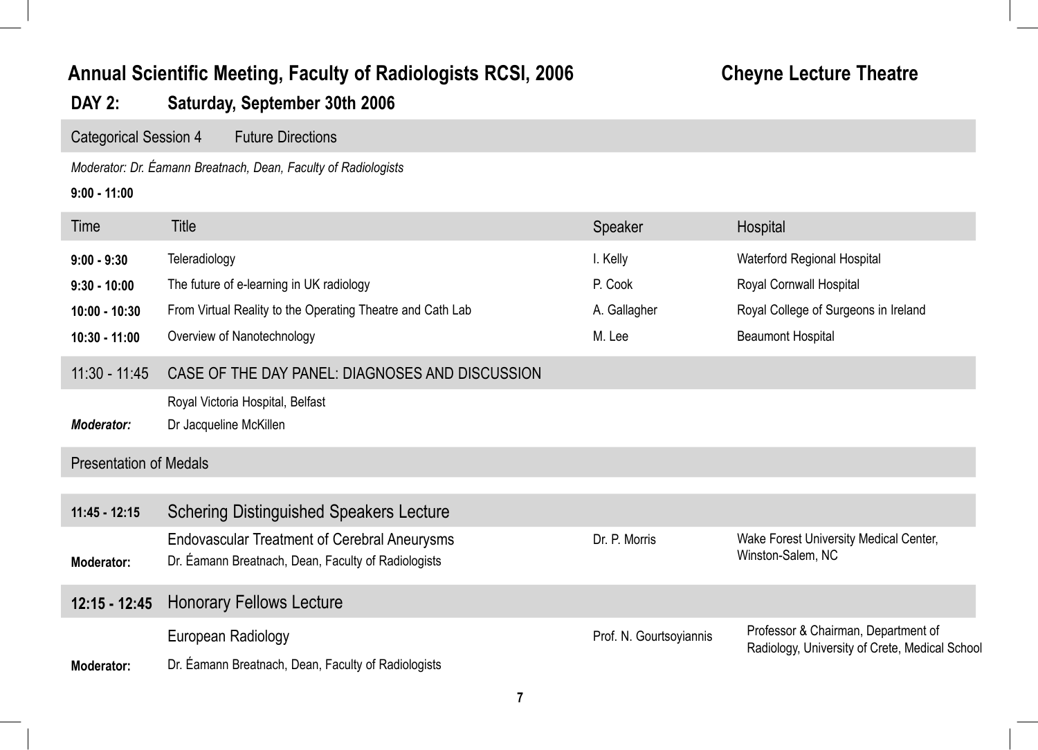## Annual Scientific Meeting, Faculty of Radiologists RCSI, 2006 — Cheyne Lecture Theatre

### DAY 2: Saturday, September 30th 2006

**Categorical Session 4 — Future Directions**

*Moderator: Dr. Éamann Breatnach, Dean, Faculty of Radiologists*

**9:00 - 11:00**

| Time | Title | Speaker | Hospital |
|---|---|---|---|
| **9:00 - 9:30** | Teleradiology | I. Kelly | Waterford Regional Hospital |
| **9:30 - 10:00** | The future of e-learning in UK radiology | P. Cook | Royal Cornwall Hospital |
| **10:00 - 10:30** | From Virtual Reality to the Operating Theatre and Cath Lab | A. Gallagher | Royal College of Surgeons in Ireland |
| **10:30 - 11:00** | Overview of Nanotechnology | M. Lee | Beaumont Hospital |

**11:30 - 11:45 — CASE OF THE DAY PANEL: DIAGNOSES AND DISCUSSION**

Royal Victoria Hospital, Belfast

***Moderator:*** Dr Jacqueline McKillen

**Presentation of Medals**

| | | | |
|---|---|---|---|
| **11:45 - 12:15** | Schering Distinguished Speakers Lecture | | |
| | Endovascular Treatment of Cerebral Aneurysms | Dr. P. Morris | Wake Forest University Medical Center, Winston-Salem, NC |
| **Moderator:** | Dr. Éamann Breatnach, Dean, Faculty of Radiologists | | |
| **12:15 - 12:45** | Honorary Fellows Lecture | | |
| | European Radiology | Prof. N. Gourtsoyiannis | Professor & Chairman, Department of Radiology, University of Crete, Medical School |
| **Moderator:** | Dr. Éamann Breatnach, Dean, Faculty of Radiologists | | |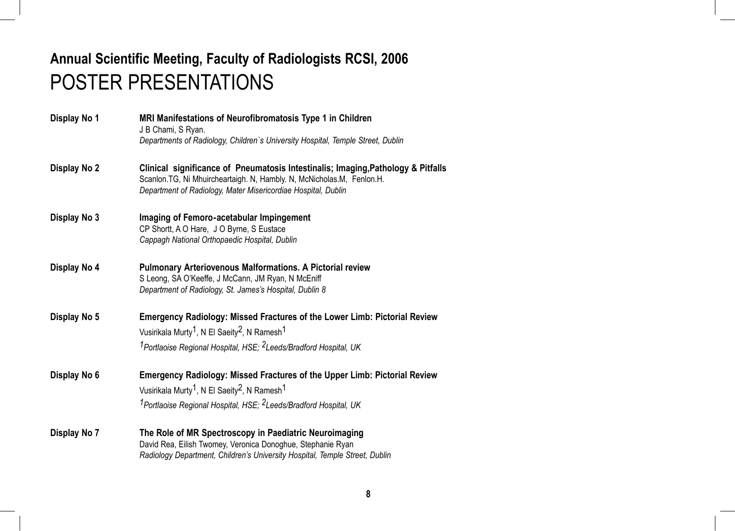## Annual Scientific Meeting, Faculty of Radiologists RCSI, 2006

# POSTER PRESENTATIONS

**Display No 1** **MRI Manifestations of Neurofibromatosis Type 1 in Children**
J B Chami, S Ryan.
*Departments of Radiology, Children`s University Hospital, Temple Street, Dublin*

**Display No 2** **Clinical significance of Pneumatosis Intestinalis; Imaging,Pathology & Pitfalls**
Scanlon.TG, Ni Mhuircheartaigh. N, Hambly. N, McNicholas.M, Fenlon.H.
*Department of Radiology, Mater Misericordiae Hospital, Dublin*

**Display No 3** **Imaging of Femoro-acetabular Impingement**
CP Shortt, A O Hare, J O Byrne, S Eustace
*Cappagh National Orthopaedic Hospital, Dublin*

**Display No 4** **Pulmonary Arteriovenous Malformations. A Pictorial review**
S Leong, SA O'Keeffe, J McCann, JM Ryan, N McEniff
*Department of Radiology, St. James's Hospital, Dublin 8*

**Display No 5** **Emergency Radiology: Missed Fractures of the Lower Limb: Pictorial Review**
Vusirikala Murty[1], N El Saeity[2], N Ramesh[1]
*[1]Portlaoise Regional Hospital, HSE; [2]Leeds/Bradford Hospital, UK*

**Display No 6** **Emergency Radiology: Missed Fractures of the Upper Limb: Pictorial Review**
Vusirikala Murty[1], N El Saeity[2], N Ramesh[1]
*[1]Portlaoise Regional Hospital, HSE; [2]Leeds/Bradford Hospital, UK*

**Display No 7** **The Role of MR Spectroscopy in Paediatric Neuroimaging**
David Rea, Eilish Twomey, Veronica Donoghue, Stephanie Ryan
*Radiology Department, Children's University Hospital, Temple Street, Dublin*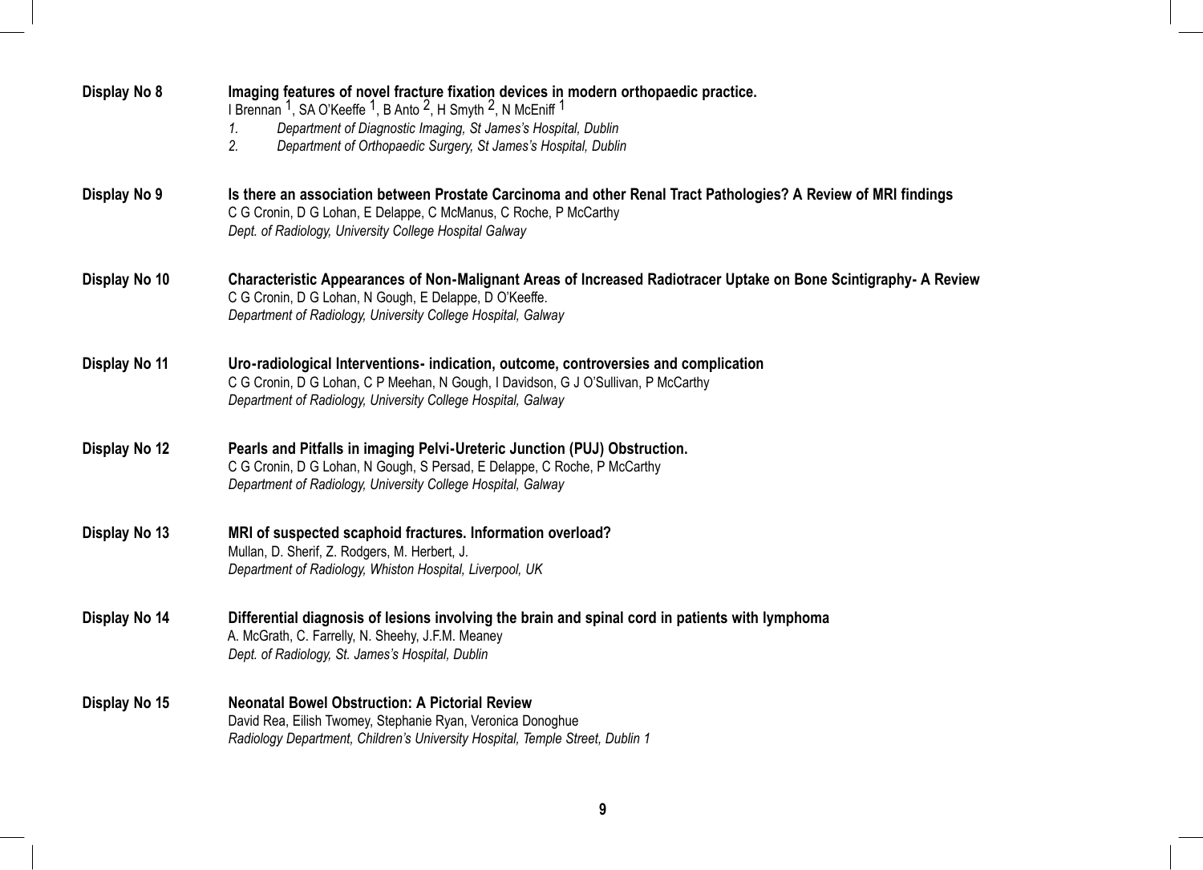**Display No 8** **Imaging features of novel fracture fixation devices in modern orthopaedic practice.**

I Brennan [1], SA O'Keeffe [1], B Anto [2], H Smyth [2], N McEniff [1]

1. *Department of Diagnostic Imaging, St James's Hospital, Dublin*
2. *Department of Orthopaedic Surgery, St James's Hospital, Dublin*

**Display No 9** **Is there an association between Prostate Carcinoma and other Renal Tract Pathologies? A Review of MRI findings**

C G Cronin, D G Lohan, E Delappe, C McManus, C Roche, P McCarthy

*Dept. of Radiology, University College Hospital Galway*

**Display No 10** **Characteristic Appearances of Non-Malignant Areas of Increased Radiotracer Uptake on Bone Scintigraphy- A Review**

C G Cronin, D G Lohan, N Gough, E Delappe, D O'Keeffe.

*Department of Radiology, University College Hospital, Galway*

**Display No 11** **Uro-radiological Interventions- indication, outcome, controversies and complication**

C G Cronin, D G Lohan, C P Meehan, N Gough, I Davidson, G J O'Sullivan, P McCarthy

*Department of Radiology, University College Hospital, Galway*

**Display No 12** **Pearls and Pitfalls in imaging Pelvi-Ureteric Junction (PUJ) Obstruction.**

C G Cronin, D G Lohan, N Gough, S Persad, E Delappe, C Roche, P McCarthy

*Department of Radiology, University College Hospital, Galway*

**Display No 13** **MRI of suspected scaphoid fractures. Information overload?**

Mullan, D. Sherif, Z. Rodgers, M. Herbert, J.

*Department of Radiology, Whiston Hospital, Liverpool, UK*

**Display No 14** **Differential diagnosis of lesions involving the brain and spinal cord in patients with lymphoma**

A. McGrath, C. Farrelly, N. Sheehy, J.F.M. Meaney

*Dept. of Radiology, St. James's Hospital, Dublin*

**Display No 15** **Neonatal Bowel Obstruction: A Pictorial Review**

David Rea, Eilish Twomey, Stephanie Ryan, Veronica Donoghue

*Radiology Department, Children's University Hospital, Temple Street, Dublin 1*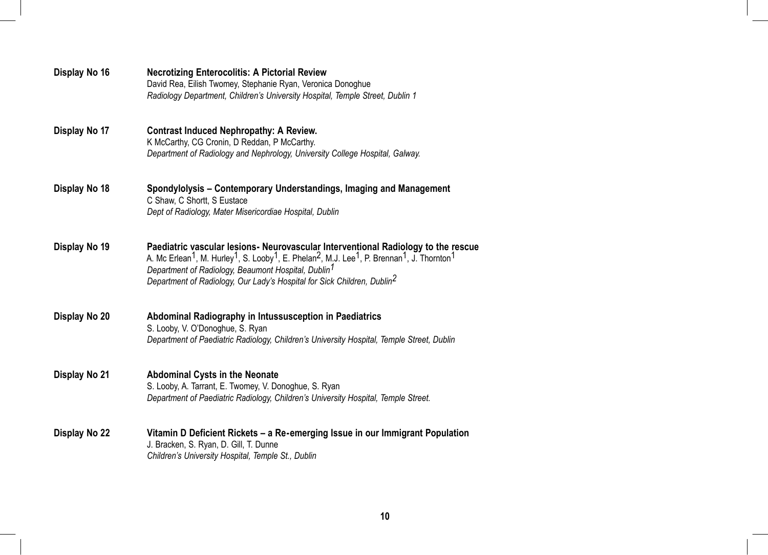**Display No 16** **Necrotizing Enterocolitis: A Pictorial Review**
David Rea, Eilish Twomey, Stephanie Ryan, Veronica Donoghue
*Radiology Department, Children's University Hospital, Temple Street, Dublin 1*

**Display No 17** **Contrast Induced Nephropathy: A Review.**
K McCarthy, CG Cronin, D Reddan, P McCarthy.
*Department of Radiology and Nephrology, University College Hospital, Galway.*

**Display No 18** **Spondylolysis – Contemporary Understandings, Imaging and Management**
C Shaw, C Shortt, S Eustace
*Dept of Radiology, Mater Misericordiae Hospital, Dublin*

**Display No 19** **Paediatric vascular lesions- Neurovascular Interventional Radiology to the rescue**
A. Mc Erlean[1], M. Hurley[1], S. Looby[1], E. Phelan[2], M.J. Lee[1], P. Brennan[1], J. Thornton[1]
*Department of Radiology, Beaumont Hospital, Dublin[1]*
*Department of Radiology, Our Lady's Hospital for Sick Children, Dublin[2]*

**Display No 20** **Abdominal Radiography in Intussusception in Paediatrics**
S. Looby, V. O'Donoghue, S. Ryan
*Department of Paediatric Radiology, Children's University Hospital, Temple Street, Dublin*

**Display No 21** **Abdominal Cysts in the Neonate**
S. Looby, A. Tarrant, E. Twomey, V. Donoghue, S. Ryan
*Department of Paediatric Radiology, Children's University Hospital, Temple Street.*

**Display No 22** **Vitamin D Deficient Rickets – a Re-emerging Issue in our Immigrant Population**
J. Bracken, S. Ryan, D. Gill, T. Dunne
*Children's University Hospital, Temple St., Dublin*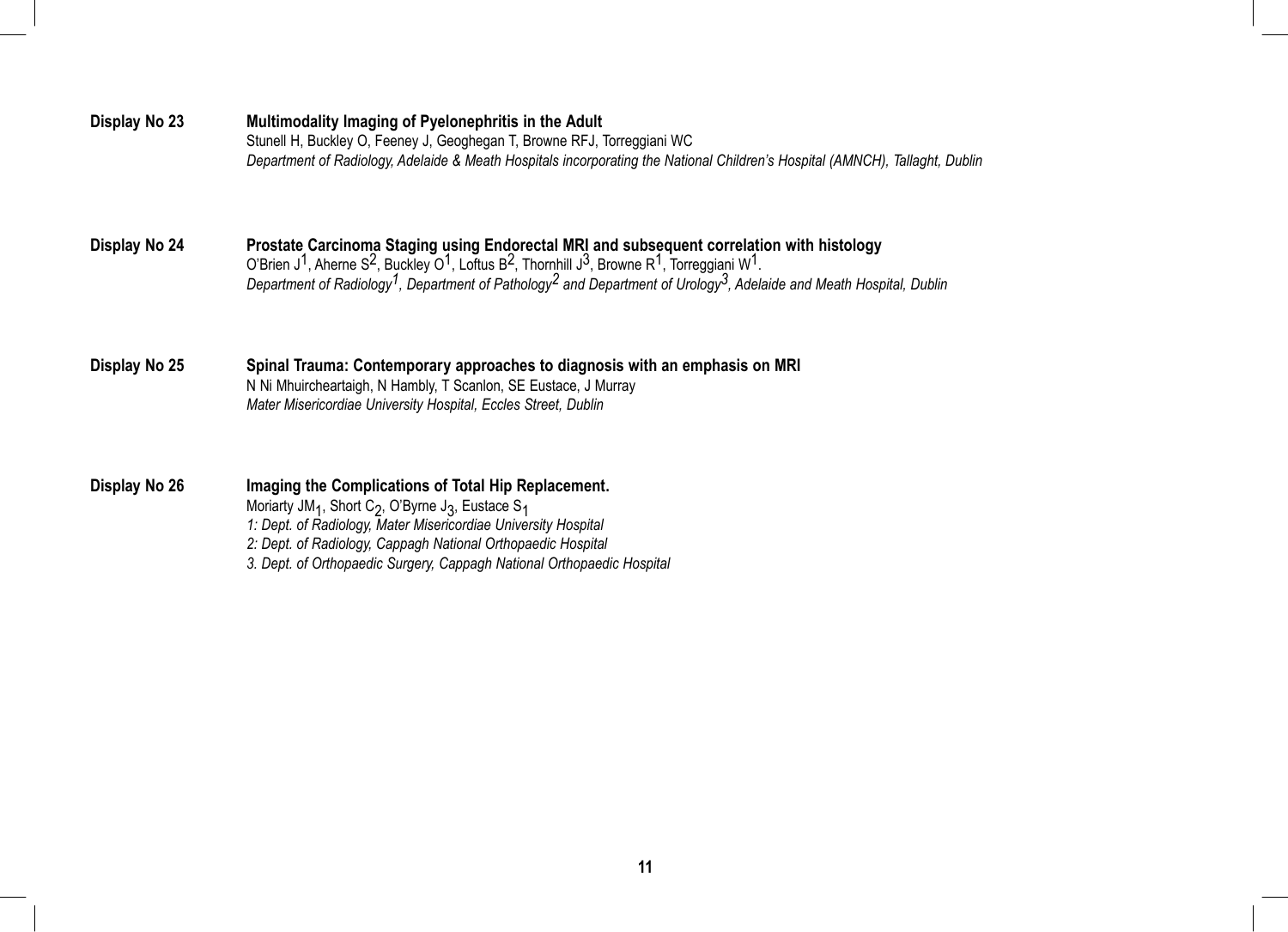**Display No 23** **Multimodality Imaging of Pyelonephritis in the Adult**
Stunell H, Buckley O, Feeney J, Geoghegan T, Browne RFJ, Torreggiani WC
*Department of Radiology, Adelaide & Meath Hospitals incorporating the National Children's Hospital (AMNCH), Tallaght, Dublin*

**Display No 24** **Prostate Carcinoma Staging using Endorectal MRI and subsequent correlation with histology**
O'Brien J[1], Aherne S[2], Buckley O[1], Loftus B[2], Thornhill J[3], Browne R[1], Torreggiani W[1].
*Department of Radiology[1], Department of Pathology[2] and Department of Urology[3], Adelaide and Meath Hospital, Dublin*

**Display No 25** **Spinal Trauma: Contemporary approaches to diagnosis with an emphasis on MRI**
N Ni Mhuircheartaigh, N Hambly, T Scanlon, SE Eustace, J Murray
*Mater Misericordiae University Hospital, Eccles Street, Dublin*

**Display No 26** **Imaging the Complications of Total Hip Replacement.**
Moriarty JM[1], Short C[2], O'Byrne J[3], Eustace S[1]
*1: Dept. of Radiology, Mater Misericordiae University Hospital*
*2: Dept. of Radiology, Cappagh National Orthopaedic Hospital*
*3. Dept. of Orthopaedic Surgery, Cappagh National Orthopaedic Hospital*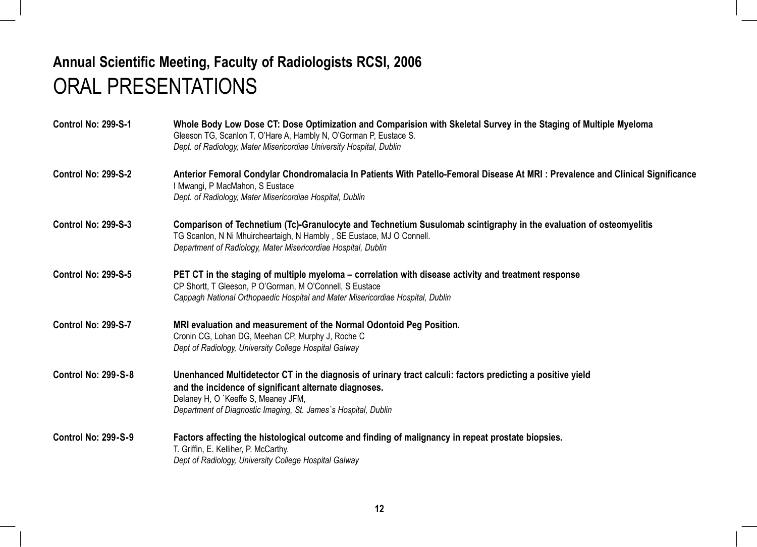## Annual Scientific Meeting, Faculty of Radiologists RCSI, 2006

# ORAL PRESENTATIONS

**Control No: 299-S-1**

**Whole Body Low Dose CT: Dose Optimization and Comparision with Skeletal Survey in the Staging of Multiple Myeloma**
Gleeson TG, Scanlon T, O'Hare A, Hambly N, O'Gorman P, Eustace S.
*Dept. of Radiology, Mater Misericordiae University Hospital, Dublin*

**Control No: 299-S-2**

**Anterior Femoral Condylar Chondromalacia In Patients With Patello-Femoral Disease At MRI : Prevalence and Clinical Significance**
I Mwangi, P MacMahon, S Eustace
*Dept. of Radiology, Mater Misericordiae Hospital, Dublin*

**Control No: 299-S-3**

**Comparison of Technetium (Tc)-Granulocyte and Technetium Susulomab scintigraphy in the evaluation of osteomyelitis**
TG Scanlon, N Ni Mhuircheartaigh, N Hambly , SE Eustace, MJ O Connell.
*Department of Radiology, Mater Misericordiae Hospital, Dublin*

**Control No: 299-S-5**

**PET CT in the staging of multiple myeloma – correlation with disease activity and treatment response**
CP Shortt, T Gleeson, P O'Gorman, M O'Connell, S Eustace
*Cappagh National Orthopaedic Hospital and Mater Misericordiae Hospital, Dublin*

**Control No: 299-S-7**

**MRI evaluation and measurement of the Normal Odontoid Peg Position.**
Cronin CG, Lohan DG, Meehan CP, Murphy J, Roche C
*Dept of Radiology, University College Hospital Galway*

**Control No: 299-S-8**

**Unenhanced Multidetector CT in the diagnosis of urinary tract calculi: factors predicting a positive yield and the incidence of significant alternate diagnoses.**
Delaney H, O `Keeffe S, Meaney JFM,
*Department of Diagnostic Imaging, St. James`s Hospital, Dublin*

**Control No: 299-S-9**

**Factors affecting the histological outcome and finding of malignancy in repeat prostate biopsies.**
T. Griffin, E. Kelliher, P. McCarthy.
*Dept of Radiology, University College Hospital Galway*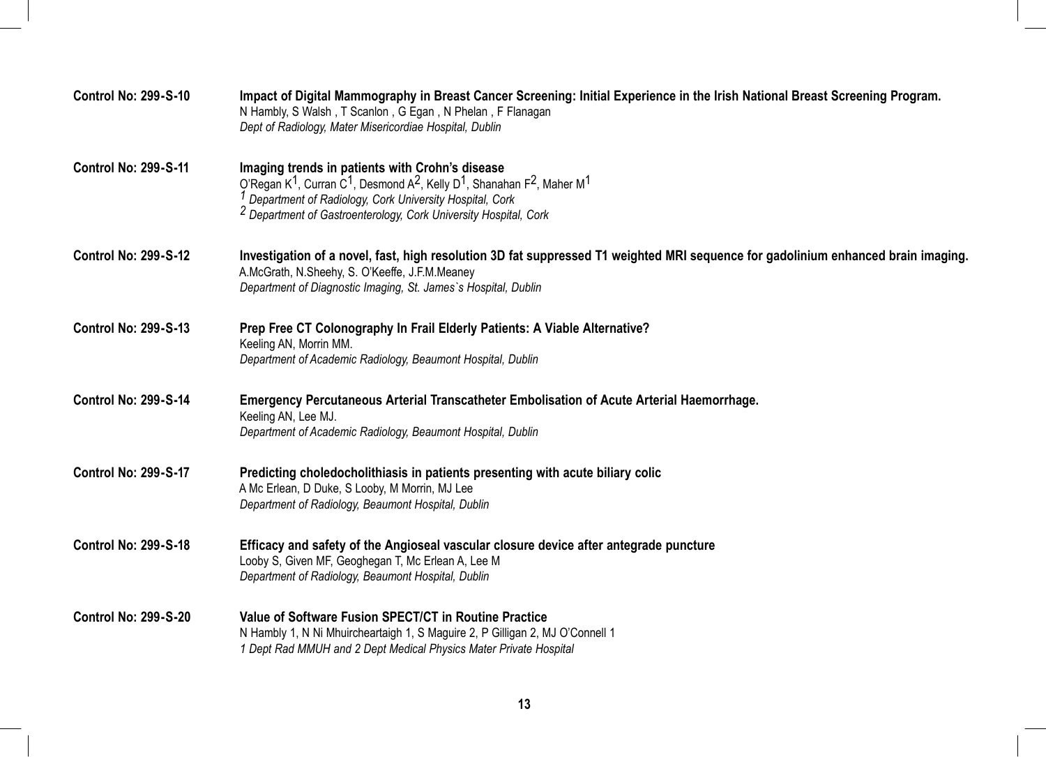**Control No: 299-S-10**

**Impact of Digital Mammography in Breast Cancer Screening: Initial Experience in the Irish National Breast Screening Program.**
N Hambly, S Walsh , T Scanlon , G Egan , N Phelan , F Flanagan
*Dept of Radiology, Mater Misericordiae Hospital, Dublin*

**Control No: 299-S-11**

**Imaging trends in patients with Crohn's disease**
O'Regan K[1], Curran C[1], Desmond A[2], Kelly D[1], Shanahan F[2], Maher M[1]
*[1] Department of Radiology, Cork University Hospital, Cork*
*[2] Department of Gastroenterology, Cork University Hospital, Cork*

**Control No: 299-S-12**

**Investigation of a novel, fast, high resolution 3D fat suppressed T1 weighted MRI sequence for gadolinium enhanced brain imaging.**
A.McGrath, N.Sheehy, S. O'Keeffe, J.F.M.Meaney
*Department of Diagnostic Imaging, St. James`s Hospital, Dublin*

**Control No: 299-S-13**

**Prep Free CT Colonography In Frail Elderly Patients: A Viable Alternative?**
Keeling AN, Morrin MM.
*Department of Academic Radiology, Beaumont Hospital, Dublin*

**Control No: 299-S-14**

**Emergency Percutaneous Arterial Transcatheter Embolisation of Acute Arterial Haemorrhage.**
Keeling AN, Lee MJ.
*Department of Academic Radiology, Beaumont Hospital, Dublin*

**Control No: 299-S-17**

**Predicting choledocholithiasis in patients presenting with acute biliary colic**
A Mc Erlean, D Duke, S Looby, M Morrin, MJ Lee
*Department of Radiology, Beaumont Hospital, Dublin*

**Control No: 299-S-18**

**Efficacy and safety of the Angioseal vascular closure device after antegrade puncture**
Looby S, Given MF, Geoghegan T, Mc Erlean A, Lee M
*Department of Radiology, Beaumont Hospital, Dublin*

**Control No: 299-S-20**

**Value of Software Fusion SPECT/CT in Routine Practice**
N Hambly 1, N Ni Mhuircheartaigh 1, S Maguire 2, P Gilligan 2, MJ O'Connell 1
*1 Dept Rad MMUH and 2 Dept Medical Physics Mater Private Hospital*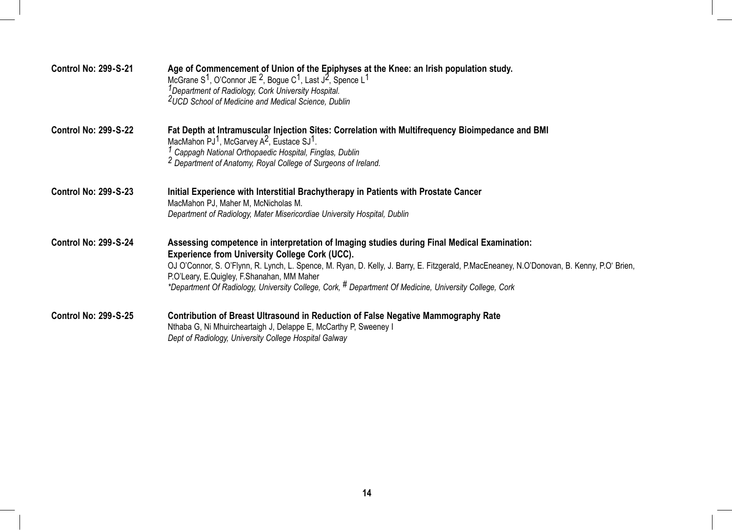**Control No: 299-S-21**

**Age of Commencement of Union of the Epiphyses at the Knee: an Irish population study.**
McGrane S[1], O'Connor JE [2], Bogue C[1], Last J[2], Spence L[1]
*[1]Department of Radiology, Cork University Hospital.*
*[2]UCD School of Medicine and Medical Science, Dublin*

**Control No: 299-S-22**

**Fat Depth at Intramuscular Injection Sites: Correlation with Multifrequency Bioimpedance and BMI**
MacMahon PJ[1], McGarvey A[2], Eustace SJ[1].
*[1] Cappagh National Orthopaedic Hospital, Finglas, Dublin*
*[2] Department of Anatomy, Royal College of Surgeons of Ireland.*

**Control No: 299-S-23**

**Initial Experience with Interstitial Brachytherapy in Patients with Prostate Cancer**
MacMahon PJ, Maher M, McNicholas M.
*Department of Radiology, Mater Misericordiae University Hospital, Dublin*

**Control No: 299-S-24**

**Assessing competence in interpretation of Imaging studies during Final Medical Examination: Experience from University College Cork (UCC).**
OJ O'Connor, S. O'Flynn, R. Lynch, L. Spence, M. Ryan, D. Kelly, J. Barry, E. Fitzgerald, P.MacEneaney, N.O'Donovan, B. Kenny, P.O' Brien, P.O'Leary, E.Quigley, F.Shanahan, MM Maher
*\*Department Of Radiology, University College, Cork, # Department Of Medicine, University College, Cork*

**Control No: 299-S-25**

**Contribution of Breast Ultrasound in Reduction of False Negative Mammography Rate**
Nthaba G, Ni Mhuircheartaigh J, Delappe E, McCarthy P, Sweeney I
*Dept of Radiology, University College Hospital Galway*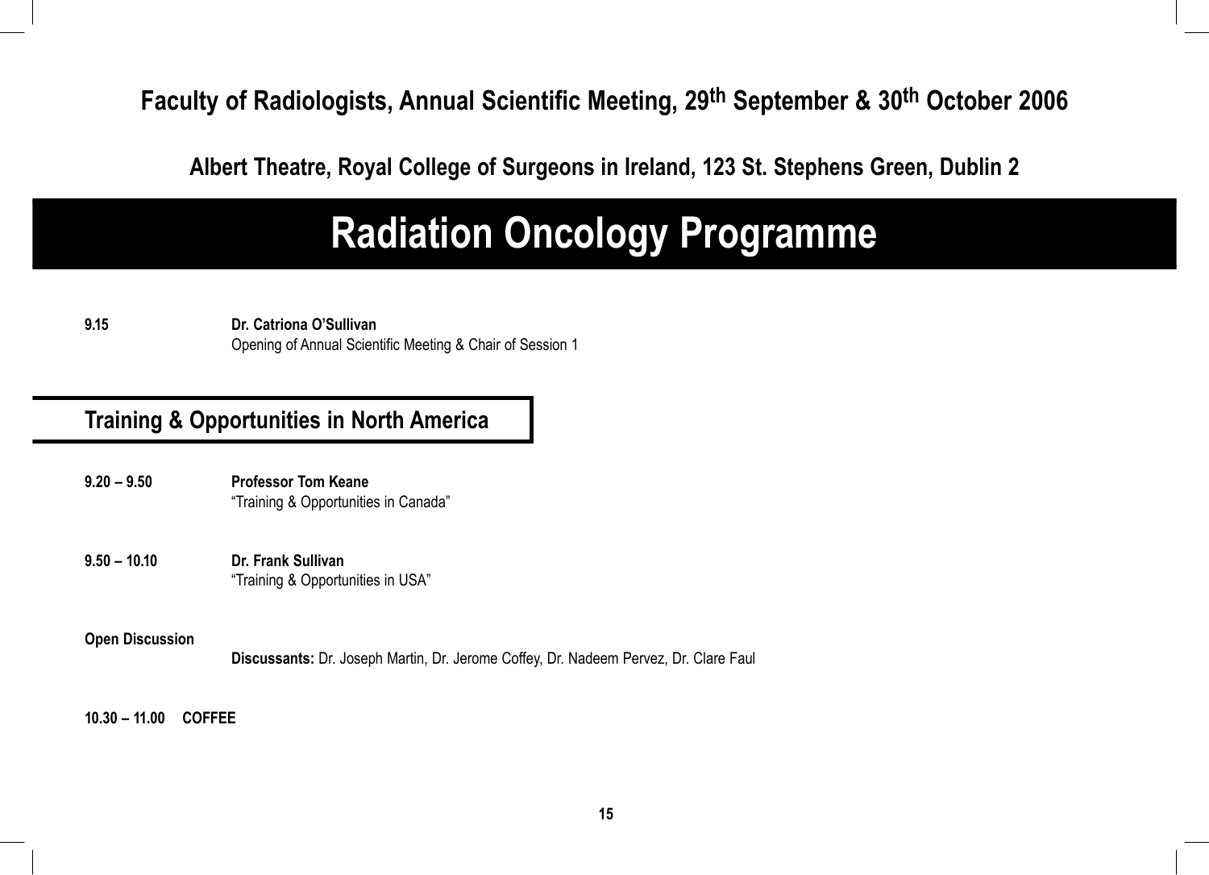**Faculty of Radiologists, Annual Scientific Meeting, 29th September & 30th October 2006**

**Albert Theatre, Royal College of Surgeons in Ireland, 123 St. Stephens Green, Dublin 2**

# Radiation Oncology Programme

**9.15** **Dr. Catriona O'Sullivan**
Opening of Annual Scientific Meeting & Chair of Session 1

## Training & Opportunities in North America

**9.20 – 9.50** **Professor Tom Keane**
"Training & Opportunities in Canada"

**9.50 – 10.10** **Dr. Frank Sullivan**
"Training & Opportunities in USA"

**Open Discussion**

**Discussants:** Dr. Joseph Martin, Dr. Jerome Coffey, Dr. Nadeem Pervez, Dr. Clare Faul

**10.30 – 11.00 COFFEE**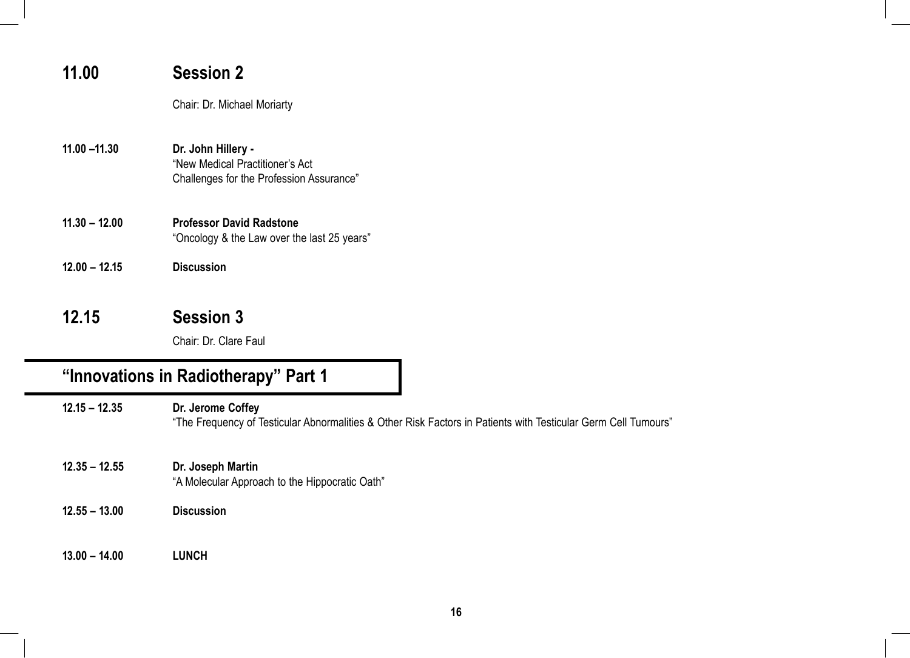## 11.00 Session 2

Chair: Dr. Michael Moriarty

**11.00 –11.30** **Dr. John Hillery -**
"New Medical Practitioner's Act
Challenges for the Profession Assurance"

**11.30 – 12.00** **Professor David Radstone**
"Oncology & the Law over the last 25 years"

**12.00 – 12.15** **Discussion**

## 12.15 Session 3

Chair: Dr. Clare Faul

## "Innovations in Radiotherapy" Part 1

**12.15 – 12.35** **Dr. Jerome Coffey**
"The Frequency of Testicular Abnormalities & Other Risk Factors in Patients with Testicular Germ Cell Tumours"

**12.35 – 12.55** **Dr. Joseph Martin**
"A Molecular Approach to the Hippocratic Oath"

**12.55 – 13.00** **Discussion**

**13.00 – 14.00** **LUNCH**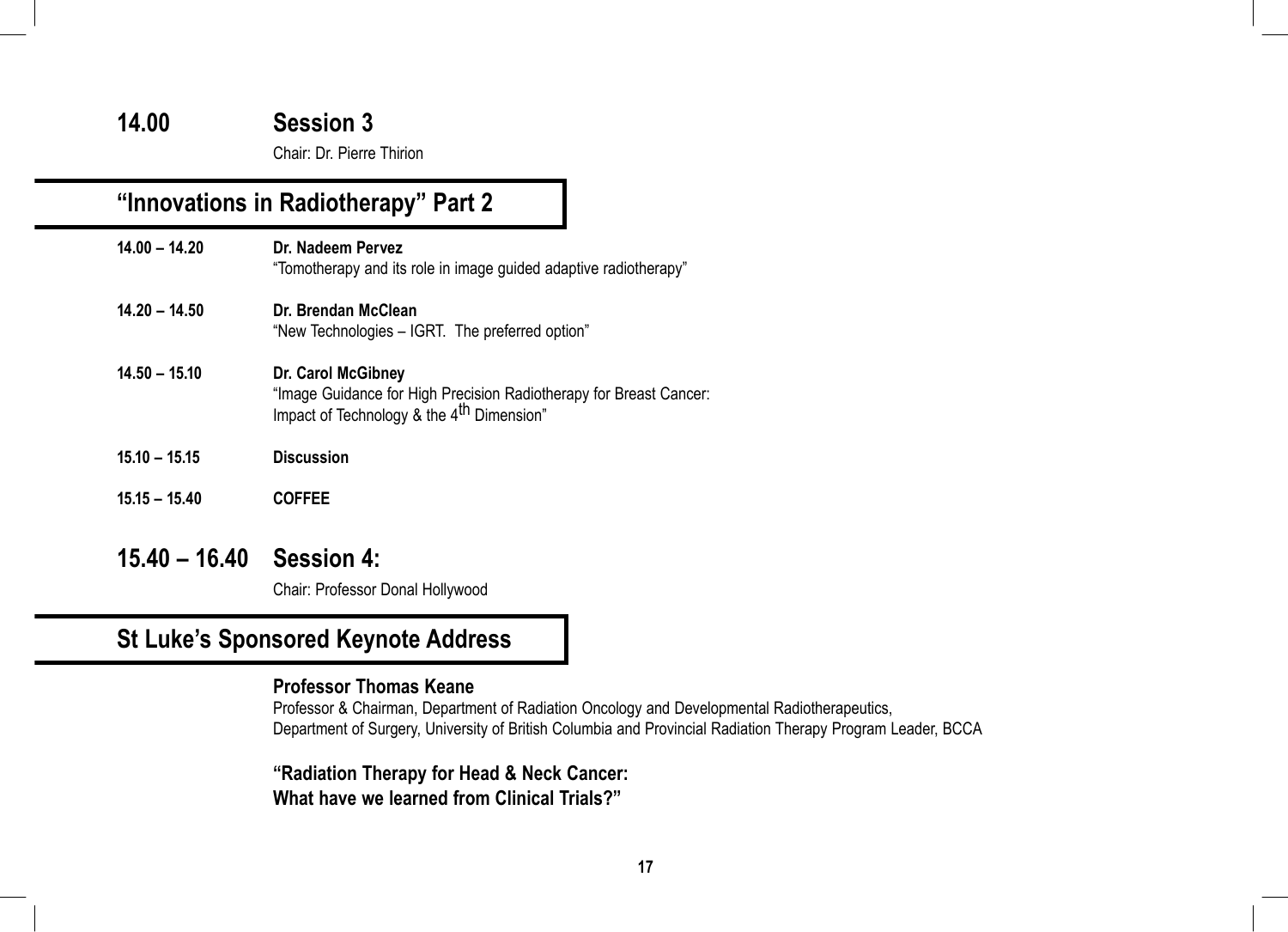## 14.00 Session 3

Chair: Dr. Pierre Thirion

## "Innovations in Radiotherapy" Part 2

**14.00 – 14.20** **Dr. Nadeem Pervez**
"Tomotherapy and its role in image guided adaptive radiotherapy"

**14.20 – 14.50** **Dr. Brendan McClean**
"New Technologies – IGRT. The preferred option"

**14.50 – 15.10** **Dr. Carol McGibney**
"Image Guidance for High Precision Radiotherapy for Breast Cancer:
Impact of Technology & the 4$^{th}$ Dimension"

**15.10 – 15.15** **Discussion**

**15.15 – 15.40** **COFFEE**

## 15.40 – 16.40 Session 4:

Chair: Professor Donal Hollywood

## St Luke's Sponsored Keynote Address

**Professor Thomas Keane**
Professor & Chairman, Department of Radiation Oncology and Developmental Radiotherapeutics,
Department of Surgery, University of British Columbia and Provincial Radiation Therapy Program Leader, BCCA

**"Radiation Therapy for Head & Neck Cancer:
What have we learned from Clinical Trials?"**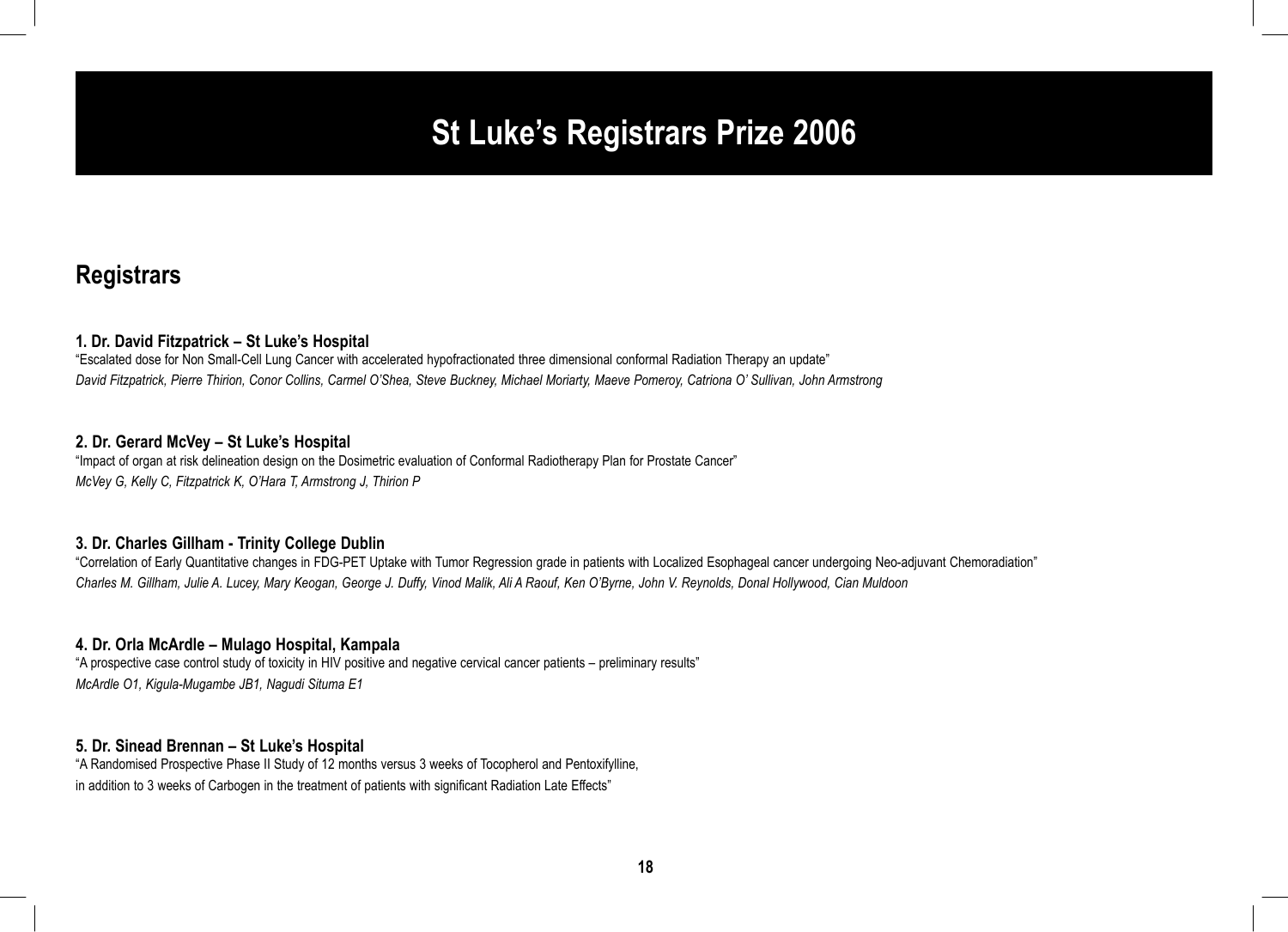# St Luke's Registrars Prize 2006

## Registrars

**1. Dr. David Fitzpatrick – St Luke's Hospital**
"Escalated dose for Non Small-Cell Lung Cancer with accelerated hypofractionated three dimensional conformal Radiation Therapy an update"
*David Fitzpatrick, Pierre Thirion, Conor Collins, Carmel O'Shea, Steve Buckney, Michael Moriarty, Maeve Pomeroy, Catriona O' Sullivan, John Armstrong*

**2. Dr. Gerard McVey – St Luke's Hospital**
"Impact of organ at risk delineation design on the Dosimetric evaluation of Conformal Radiotherapy Plan for Prostate Cancer"
*McVey G, Kelly C, Fitzpatrick K, O'Hara T, Armstrong J, Thirion P*

**3. Dr. Charles Gillham - Trinity College Dublin**
"Correlation of Early Quantitative changes in FDG-PET Uptake with Tumor Regression grade in patients with Localized Esophageal cancer undergoing Neo-adjuvant Chemoradiation"
*Charles M. Gillham, Julie A. Lucey, Mary Keogan, George J. Duffy, Vinod Malik, Ali A Raouf, Ken O'Byrne, John V. Reynolds, Donal Hollywood, Cian Muldoon*

**4. Dr. Orla McArdle – Mulago Hospital, Kampala**
"A prospective case control study of toxicity in HIV positive and negative cervical cancer patients – preliminary results"
*McArdle O1, Kigula-Mugambe JB1, Nagudi Situma E1*

**5. Dr. Sinead Brennan – St Luke's Hospital**
"A Randomised Prospective Phase II Study of 12 months versus 3 weeks of Tocopherol and Pentoxifylline,
in addition to 3 weeks of Carbogen in the treatment of patients with significant Radiation Late Effects"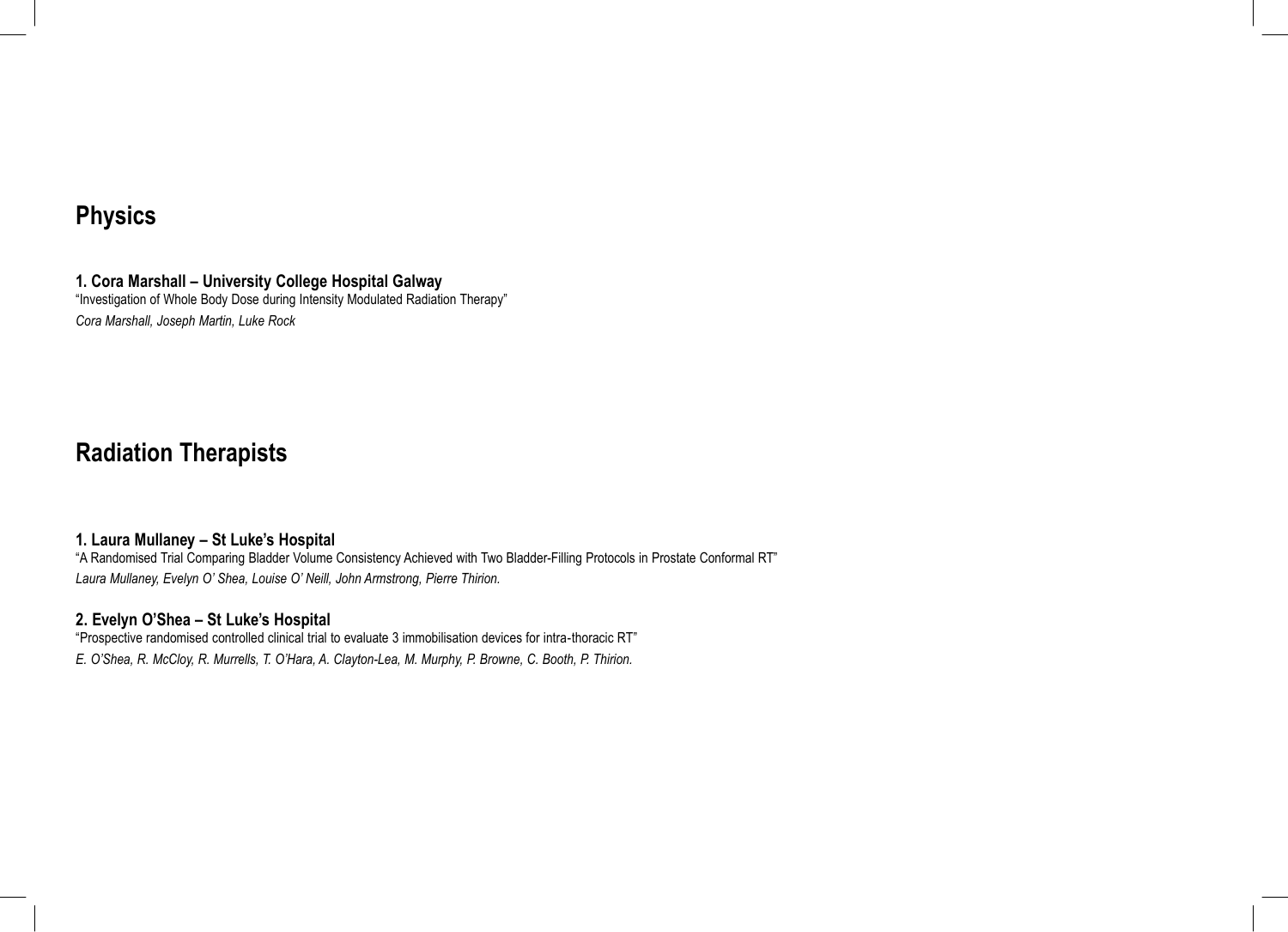## Physics

**1. Cora Marshall – University College Hospital Galway**

"Investigation of Whole Body Dose during Intensity Modulated Radiation Therapy"

*Cora Marshall, Joseph Martin, Luke Rock*

## Radiation Therapists

**1. Laura Mullaney – St Luke's Hospital**

"A Randomised Trial Comparing Bladder Volume Consistency Achieved with Two Bladder-Filling Protocols in Prostate Conformal RT"

*Laura Mullaney, Evelyn O' Shea, Louise O' Neill, John Armstrong, Pierre Thirion.*

**2. Evelyn O'Shea – St Luke's Hospital**

"Prospective randomised controlled clinical trial to evaluate 3 immobilisation devices for intra-thoracic RT"

*E. O'Shea, R. McCloy, R. Murrells, T. O'Hara, A. Clayton-Lea, M. Murphy, P. Browne, C. Booth, P. Thirion.*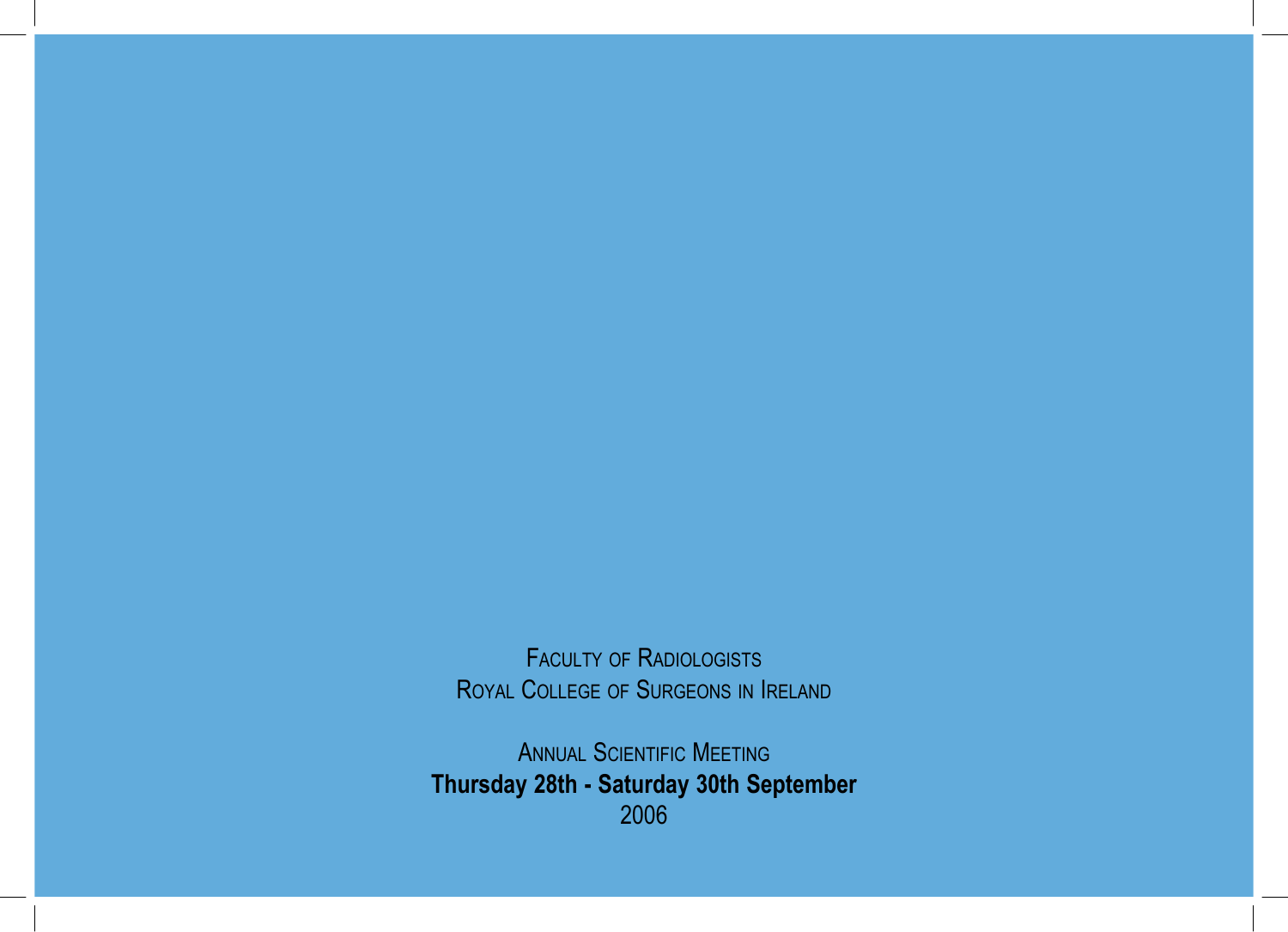FACULTY OF RADIOLOGISTS

ROYAL COLLEGE OF SURGEONS IN IRELAND

ANNUAL SCIENTIFIC MEETING

**Thursday 28th - Saturday 30th September**

2006